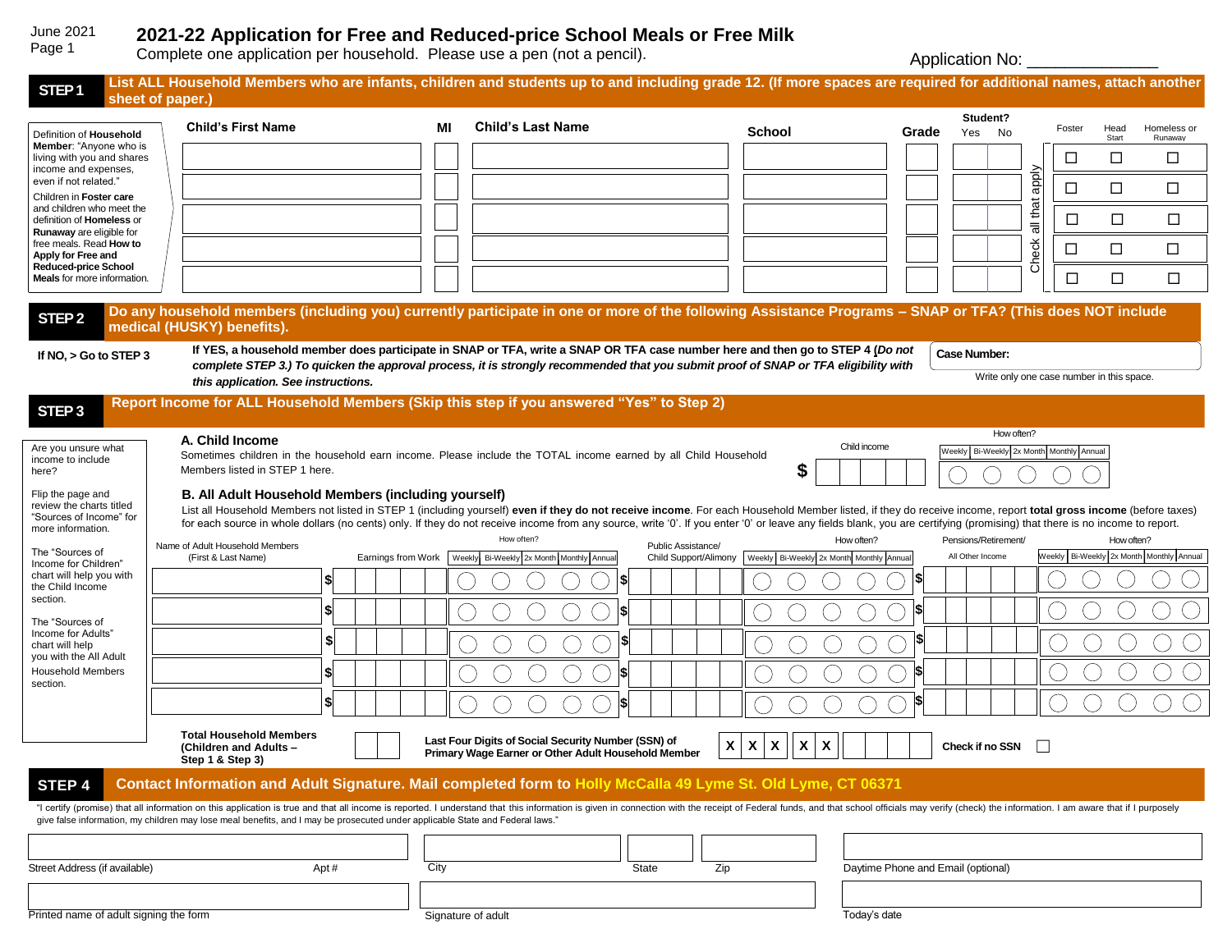June 2021

# 2021-22 Application for Free and Reduced-price School Meals or Free Milk

Complete one application per household. Please use a pen (not a pencil).

Application No: ______________

## STEP 1 List ALL Household Members who are infants, children and students up to and including grade 12. (If more spaces are required for additional names, attach another sheet of paper.)

Definition of **Household Member**: "Anyone who is living with you and shares income and expenses, even if not related."

Children in **Foster care** and children who meet the definition of **Homeless** or **Runaway** are eligible for free meals. Read **How to Apply for Free and Reduced-price School Meals** for more information.

| Child's First Name | MI | Child's Last Name | School | Grade | Student? Yes | Student? No | Foster | Head Start | Homeless or Runaway |
|---|---|---|---|---|---|---|---|---|---|
| | | | | | | | ☐ | ☐ | ☐ |
| | | | | | | | ☐ | ☐ | ☐ |
| | | | | | | | ☐ | ☐ | ☐ |
| | | | | | | | ☐ | ☐ | ☐ |
| | | | | | | | ☐ | ☐ | ☐ |

Check all that apply

## STEP 2 Do any household members (including you) currently participate in one or more of the following Assistance Programs – SNAP or TFA? (This does NOT include medical (HUSKY) benefits).

**If NO, > Go to STEP 3**

**If YES, a household member does participate in SNAP or TFA, write a SNAP OR TFA case number here and then go to STEP 4** ***(Do not complete STEP 3.) To quicken the approval process, it is strongly recommended that you submit proof of SNAP or TFA eligibility with this application. See instructions.***

**Case Number:** ______________

Write only one case number in this space.

## STEP 3 Report Income for ALL Household Members (Skip this step if you answered "Yes" to Step 2)

Are you unsure what income to include here?

Flip the page and review the charts titled "Sources of Income" for more information.

The "Sources of Income for Children" chart will help you with the Child Income section.

The "Sources of Income for Adults" chart will help you with the All Adult Household Members section.

### A. Child Income

Sometimes children in the household earn income. Please include the TOTAL income earned by all Child Household Members listed in STEP 1 here.

| Child income | How often? |
|---|---|
| $ | ◯ Weekly ◯ Bi-Weekly ◯ 2x Month ◯ Monthly ◯ Annual |

### B. All Adult Household Members (including yourself)

List all Household Members not listed in STEP 1 (including yourself) **even if they do not receive income**. For each Household Member listed, if they do receive income, report **total gross income** (before taxes) for each source in whole dollars (no cents) only. If they do not receive income from any source, write '0'. If you enter '0' or leave any fields blank, you are certifying (promising) that there is no income to report.

| Name of Adult Household Members (First & Last Name) | Earnings from Work | How often? (Weekly / Bi-Weekly / 2x Month / Monthly / Annual) | Public Assistance/ Child Support/Alimony | How often? (Weekly / Bi-Weekly / 2x Month / Monthly / Annual) | Pensions/Retirement/ All Other Income | How often? (Weekly / Bi-Weekly / 2x Month / Monthly / Annual) |
|---|---|---|---|---|---|---|
| | $ | ◯ ◯ ◯ ◯ ◯ | $ | ◯ ◯ ◯ ◯ ◯ | $ | ◯ ◯ ◯ ◯ ◯ |
| | $ | ◯ ◯ ◯ ◯ ◯ | $ | ◯ ◯ ◯ ◯ ◯ | $ | ◯ ◯ ◯ ◯ ◯ |
| | $ | ◯ ◯ ◯ ◯ ◯ | $ | ◯ ◯ ◯ ◯ ◯ | $ | ◯ ◯ ◯ ◯ ◯ |
| | $ | ◯ ◯ ◯ ◯ ◯ | $ | ◯ ◯ ◯ ◯ ◯ | $ | ◯ ◯ ◯ ◯ ◯ |
| | $ | ◯ ◯ ◯ ◯ ◯ | $ | ◯ ◯ ◯ ◯ ◯ | $ | ◯ ◯ ◯ ◯ ◯ |

**Total Household Members (Children and Adults – Step 1 & Step 3)** ____

**Last Four Digits of Social Security Number (SSN) of Primary Wage Earner or Other Adult Household Member** X X X - X X - ____

**Check if no SSN** ☐

## STEP 4 Contact Information and Adult Signature. Mail completed form to Holly McCalla 49 Lyme St. Old Lyme, CT 06371

"I certify (promise) that all information on this application is true and that all income is reported. I understand that this information is given in connection with the receipt of Federal funds, and that school officials may verify (check) the information. I am aware that if I purposely give false information, my children may lose meal benefits, and I may be prosecuted under applicable State and Federal laws."

| Street Address (if available) | Apt # | City | State | Zip | Daytime Phone and Email (optional) |
|---|---|---|---|---|---|
| | | | | | |

| Printed name of adult signing the form | Signature of adult | Today's date |
|---|---|---|
| | | |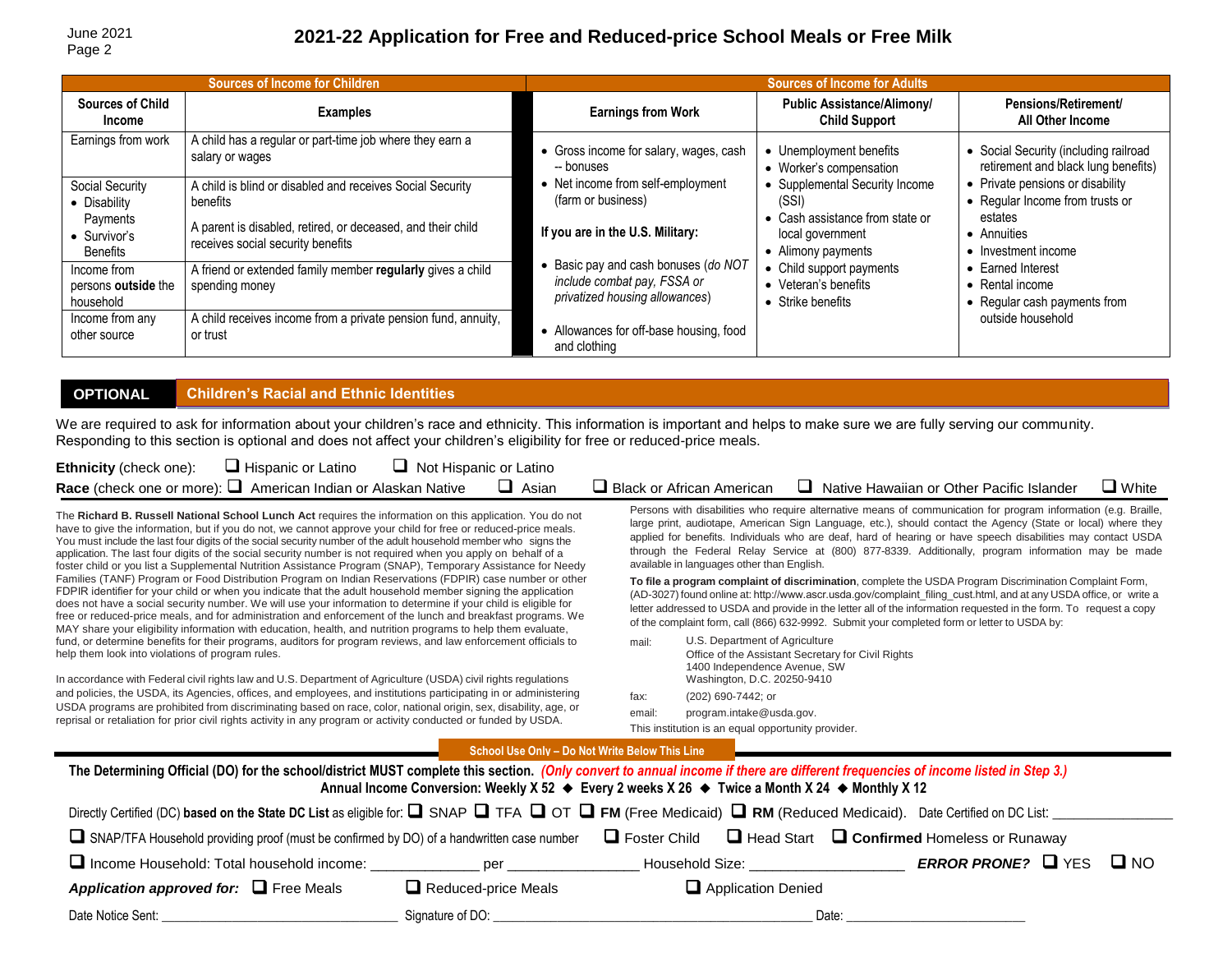# 2021-22 Application for Free and Reduced-price School Meals or Free Milk

## Sources of Income for Children

| Sources of Child Income | Examples |
|---|---|
| Earnings from work | A child has a regular or part-time job where they earn a salary or wages |
| Social Security<br>• Disability Payments<br>• Survivor's Benefits | A child is blind or disabled and receives Social Security benefits<br>A parent is disabled, retired, or deceased, and their child receives social security benefits |
| Income from persons **outside** the household | A friend or extended family member **regularly** gives a child spending money |
| Income from any other source | A child receives income from a private pension fund, annuity, or trust |

## Sources of Income for Adults

| Earnings from Work | Public Assistance/Alimony/ Child Support | Pensions/Retirement/ All Other Income |
|---|---|---|
| • Gross income for salary, wages, cash -- bonuses<br>• Net income from self-employment (farm or business)<br><br>**If you are in the U.S. Military:**<br><br>• Basic pay and cash bonuses (*do NOT include combat pay, FSSA or privatized housing allowances*)<br>• Allowances for off-base housing, food and clothing | • Unemployment benefits<br>• Worker's compensation<br>• Supplemental Security Income (SSI)<br>• Cash assistance from state or local government<br>• Alimony payments<br>• Child support payments<br>• Veteran's benefits<br>• Strike benefits | • Social Security (including railroad retirement and black lung benefits)<br>• Private pensions or disability<br>• Regular Income from trusts or estates<br>• Annuities<br>• Investment income<br>• Earned Interest<br>• Rental income<br>• Regular cash payments from outside household |

## OPTIONAL — Children's Racial and Ethnic Identities

We are required to ask for information about your children's race and ethnicity. This information is important and helps to make sure we are fully serving our community. Responding to this section is optional and does not affect your children's eligibility for free or reduced-price meals.

**Ethnicity** (check one): ☐ Hispanic or Latino ☐ Not Hispanic or Latino

**Race** (check one or more): ☐ American Indian or Alaskan Native ☐ Asian ☐ Black or African American ☐ Native Hawaiian or Other Pacific Islander ☐ White

The **Richard B. Russell National School Lunch Act** requires the information on this application. You do not have to give the information, but if you do not, we cannot approve your child for free or reduced-price meals. You must include the last four digits of the social security number of the adult household member who signs the application. The last four digits of the social security number is not required when you apply on behalf of a foster child or you list a Supplemental Nutrition Assistance Program (SNAP), Temporary Assistance for Needy Families (TANF) Program or Food Distribution Program on Indian Reservations (FDPIR) case number or other FDPIR identifier for your child or when you indicate that the adult household member signing the application does not have a social security number. We will use your information to determine if your child is eligible for free or reduced-price meals, and for administration and enforcement of the lunch and breakfast programs. We MAY share your eligibility information with education, health, and nutrition programs to help them evaluate, fund, or determine benefits for their programs, auditors for program reviews, and law enforcement officials to help them look into violations of program rules.

In accordance with Federal civil rights law and U.S. Department of Agriculture (USDA) civil rights regulations and policies, the USDA, its Agencies, offices, and employees, and institutions participating in or administering USDA programs are prohibited from discriminating based on race, color, national origin, sex, disability, age, or reprisal or retaliation for prior civil rights activity in any program or activity conducted or funded by USDA.

Persons with disabilities who require alternative means of communication for program information (e.g. Braille, large print, audiotape, American Sign Language, etc.), should contact the Agency (State or local) where they applied for benefits. Individuals who are deaf, hard of hearing or have speech disabilities may contact USDA through the Federal Relay Service at (800) 877-8339. Additionally, program information may be made available in languages other than English.

**To file a program complaint of discrimination**, complete the USDA Program Discrimination Complaint Form, (AD-3027) found online at: http://www.ascr.usda.gov/complaint_filing_cust.html, and at any USDA office, or write a letter addressed to USDA and provide in the letter all of the information requested in the form. To request a copy of the complaint form, call (866) 632-9992. Submit your completed form or letter to USDA by:

mail: U.S. Department of Agriculture
Office of the Assistant Secretary for Civil Rights
1400 Independence Avenue, SW
Washington, D.C. 20250-9410

fax: (202) 690-7442; or

email: program.intake@usda.gov.

This institution is an equal opportunity provider.

## School Use Only – Do Not Write Below This Line

**The Determining Official (DO) for the school/district MUST complete this section.** *(Only convert to annual income if there are different frequencies of income listed in Step 3.)*

**Annual Income Conversion: Weekly X 52 ◆ Every 2 weeks X 26 ◆ Twice a Month X 24 ◆ Monthly X 12**

Directly Certified (DC) **based on the State DC List** as eligible for: ☐ SNAP ☐ TFA ☐ OT ☐ **FM** (Free Medicaid) ☐ **RM** (Reduced Medicaid). Date Certified on DC List: ________________

☐ SNAP/TFA Household providing proof (must be confirmed by DO) of a handwritten case number ☐ Foster Child ☐ Head Start ☐ **Confirmed** Homeless or Runaway

☐ Income Household: Total household income: _____________ per ________________ Household Size: ___________________ ***ERROR PRONE?*** ☐ YES ☐ NO

***Application approved for:*** ☐ Free Meals ☐ Reduced-price Meals ☐ Application Denied

Date Notice Sent: ________________________________ Signature of DO: ____________________________________________ Date: ________________________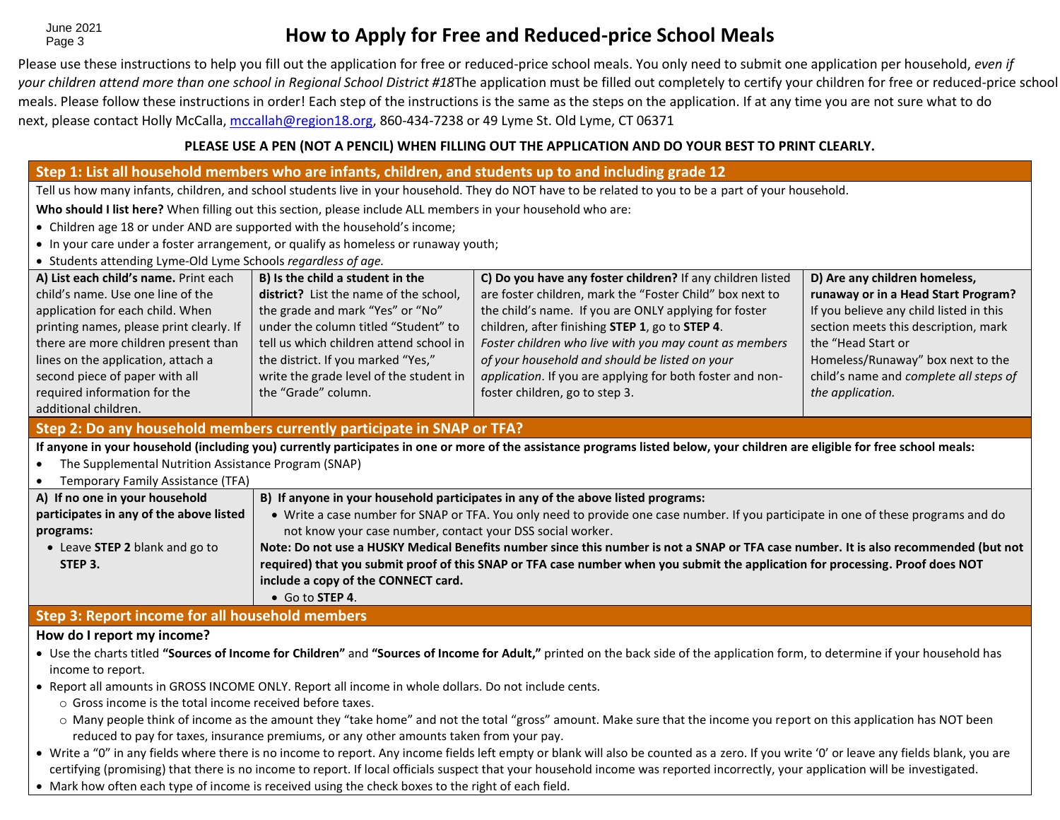# How to Apply for Free and Reduced-price School Meals

Please use these instructions to help you fill out the application for free or reduced-price school meals. You only need to submit one application per household, *even if your children attend more than one school in Regional School District #18*The application must be filled out completely to certify your children for free or reduced-price school meals. Please follow these instructions in order! Each step of the instructions is the same as the steps on the application. If at any time you are not sure what to do next, please contact Holly McCalla, mccallah@region18.org, 860-434-7238 or 49 Lyme St. Old Lyme, CT 06371

**PLEASE USE A PEN (NOT A PENCIL) WHEN FILLING OUT THE APPLICATION AND DO YOUR BEST TO PRINT CLEARLY.**

## Step 1: List all household members who are infants, children, and students up to and including grade 12

Tell us how many infants, children, and school students live in your household. They do NOT have to be related to you to be a part of your household.

**Who should I list here?** When filling out this section, please include ALL members in your household who are:

- Children age 18 or under AND are supported with the household's income;
- In your care under a foster arrangement, or qualify as homeless or runaway youth;
- Students attending Lyme-Old Lyme Schools *regardless of age.*

| A) List each child's name. | B) Is the child a student in the district? | C) Do you have any foster children? | D) Are any children homeless, runaway or in a Head Start Program? |
|---|---|---|---|
| Print each child's name. Use one line of the application for each child. When printing names, please print clearly. If there are more children present than lines on the application, attach a second piece of paper with all required information for the additional children. | List the name of the school, the grade and mark "Yes" or "No" under the column titled "Student" to tell us which children attend school in the district. If you marked "Yes," write the grade level of the student in the "Grade" column. | If any children listed are foster children, mark the "Foster Child" box next to the child's name. If you are ONLY applying for foster children, after finishing **STEP 1**, go to **STEP 4**. *Foster children who live with you may count as members of your household and should be listed on your application*. If you are applying for both foster and non-foster children, go to step 3. | If you believe any child listed in this section meets this description, mark the "Head Start or Homeless/Runaway" box next to the child's name and *complete all steps of the application.* |

## Step 2: Do any household members currently participate in SNAP or TFA?

**If anyone in your household (including you) currently participates in one or more of the assistance programs listed below, your children are eligible for free school meals:**

- The Supplemental Nutrition Assistance Program (SNAP)
- Temporary Family Assistance (TFA)

| A) If no one in your household participates in any of the above listed programs: | B) If anyone in your household participates in any of the above listed programs: |
|---|---|
| • Leave **STEP 2** blank and go to **STEP 3.** | • Write a case number for SNAP or TFA. You only need to provide one case number. If you participate in one of these programs and do not know your case number, contact your DSS social worker. **Note: Do not use a HUSKY Medical Benefits number since this number is not a SNAP or TFA case number. It is also recommended (but not required) that you submit proof of this SNAP or TFA case number when you submit the application for processing. Proof does NOT include a copy of the CONNECT card.** • Go to **STEP 4**. |

## Step 3: Report income for all household members

**How do I report my income?**

- Use the charts titled **"Sources of Income for Children"** and **"Sources of Income for Adult,"** printed on the back side of the application form, to determine if your household has income to report.
- Report all amounts in GROSS INCOME ONLY. Report all income in whole dollars. Do not include cents.
  - Gross income is the total income received before taxes.
  - Many people think of income as the amount they "take home" and not the total "gross" amount. Make sure that the income you report on this application has NOT been reduced to pay for taxes, insurance premiums, or any other amounts taken from your pay.
- Write a "0" in any fields where there is no income to report. Any income fields left empty or blank will also be counted as a zero. If you write '0' or leave any fields blank, you are certifying (promising) that there is no income to report. If local officials suspect that your household income was reported incorrectly, your application will be investigated.
- Mark how often each type of income is received using the check boxes to the right of each field.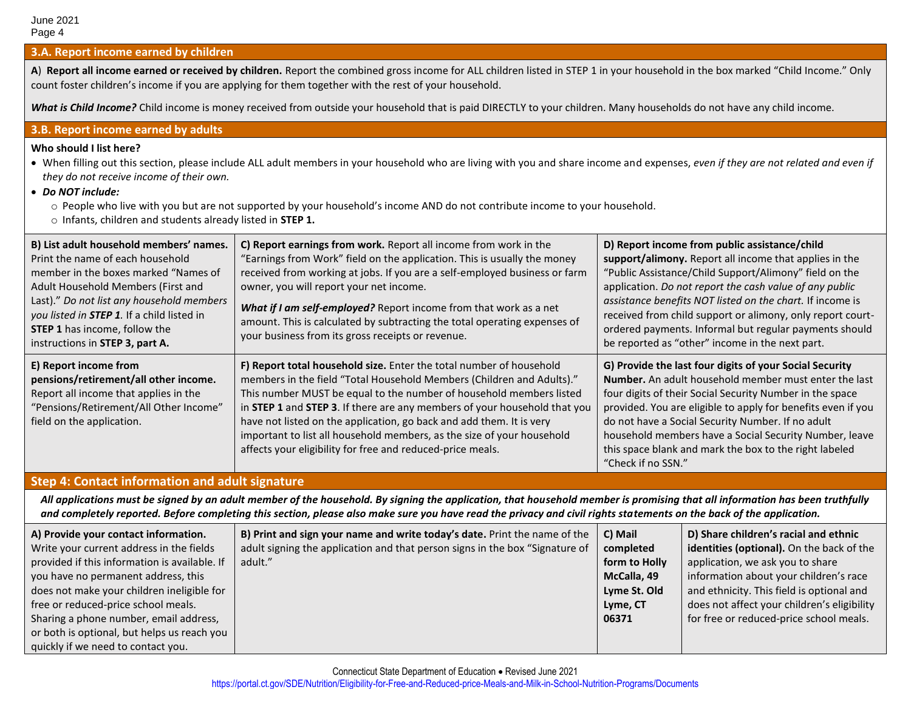## 3.A. Report income earned by children

**A**) **Report all income earned or received by children.** Report the combined gross income for ALL children listed in STEP 1 in your household in the box marked "Child Income." Only count foster children's income if you are applying for them together with the rest of your household.

***What is Child Income?*** Child income is money received from outside your household that is paid DIRECTLY to your children. Many households do not have any child income.

## 3.B. Report income earned by adults

**Who should I list here?**

- When filling out this section, please include ALL adult members in your household who are living with you and share income and expenses, *even if they are not related and even if they do not receive income of their own.*
- ***Do NOT include:***
  - People who live with you but are not supported by your household's income AND do not contribute income to your household.
  - Infants, children and students already listed in **STEP 1.**

| | | |
|---|---|---|
| **B) List adult household members' names.** Print the name of each household member in the boxes marked "Names of Adult Household Members (First and Last)." *Do not list any household members you listed in **STEP 1**.* If a child listed in **STEP 1** has income, follow the instructions in **STEP 3, part A.** | **C) Report earnings from work.** Report all income from work in the "Earnings from Work" field on the application. This is usually the money received from working at jobs. If you are a self-employed business or farm owner, you will report your net income.<br><br>***What if I am self-employed?*** Report income from that work as a net amount. This is calculated by subtracting the total operating expenses of your business from its gross receipts or revenue. | **D) Report income from public assistance/child support/alimony.** Report all income that applies in the "Public Assistance/Child Support/Alimony" field on the application. *Do not report the cash value of any public assistance benefits NOT listed on the chart.* If income is received from child support or alimony, only report court-ordered payments. Informal but regular payments should be reported as "other" income in the next part. |
| **E) Report income from pensions/retirement/all other income.** Report all income that applies in the "Pensions/Retirement/All Other Income" field on the application. | **F) Report total household size.** Enter the total number of household members in the field "Total Household Members (Children and Adults)." This number MUST be equal to the number of household members listed in **STEP 1** and **STEP 3**. If there are any members of your household that you have not listed on the application, go back and add them. It is very important to list all household members, as the size of your household affects your eligibility for free and reduced-price meals. | **G) Provide the last four digits of your Social Security Number.** An adult household member must enter the last four digits of their Social Security Number in the space provided. You are eligible to apply for benefits even if you do not have a Social Security Number. If no adult household members have a Social Security Number, leave this space blank and mark the box to the right labeled "Check if no SSN." |

## Step 4: Contact information and adult signature

***All applications must be signed by an adult member of the household. By signing the application, that household member is promising that all information has been truthfully and completely reported. Before completing this section, please also make sure you have read the privacy and civil rights statements on the back of the application.***

| | | | |
|---|---|---|---|
| **A) Provide your contact information.** Write your current address in the fields provided if this information is available. If you have no permanent address, this does not make your children ineligible for free or reduced-price school meals. Sharing a phone number, email address, or both is optional, but helps us reach you quickly if we need to contact you. | **B) Print and sign your name and write today's date.** Print the name of the adult signing the application and that person signs in the box "Signature of adult." | **C) Mail completed form to Holly McCalla, 49 Lyme St. Old Lyme, CT 06371** | **D) Share children's racial and ethnic identities (optional).** On the back of the application, we ask you to share information about your children's race and ethnicity. This field is optional and does not affect your children's eligibility for free or reduced-price school meals. |

Connecticut State Department of Education • Revised June 2021
https://portal.ct.gov/SDE/Nutrition/Eligibility-for-Free-and-Reduced-price-Meals-and-Milk-in-School-Nutrition-Programs/Documents